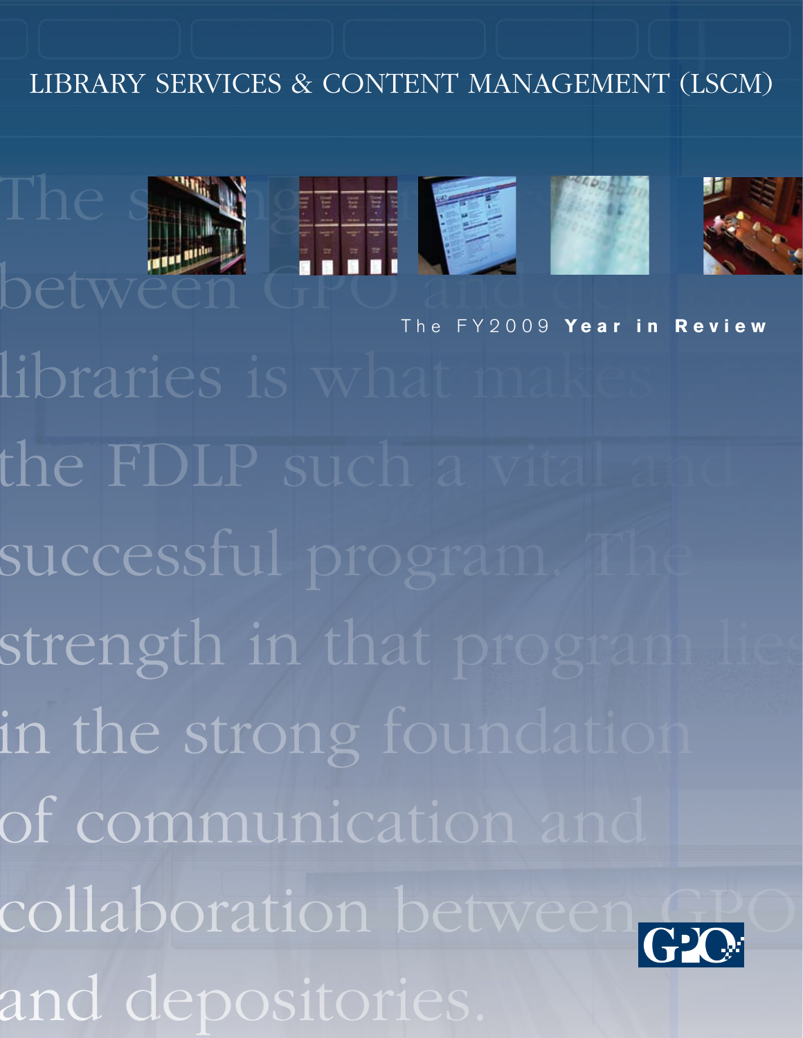# LIBRARY SERVICES & CONTENT MANAGEMENT (LSCM)

## The FY2009 **Year in Review**

The strength in the partnership between GPO and depository libraries is what makes the FDLP such a vital and successful program. The strength in that program lies in the strong foundation of communication and collaboration between GPO and depositories.

GPO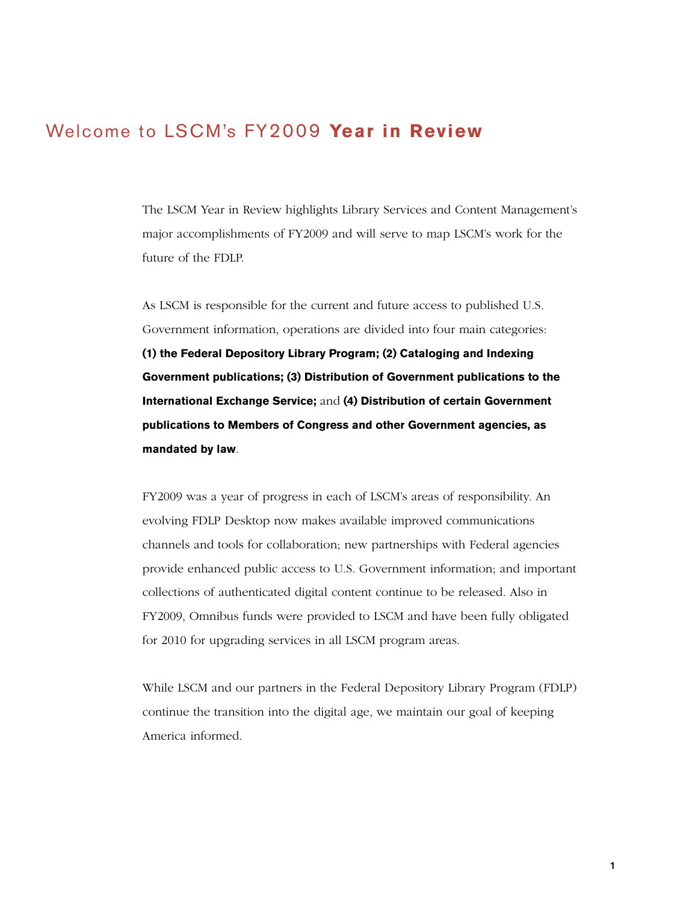# Welcome to LSCM's FY2009 **Year in Review**

The LSCM Year in Review highlights Library Services and Content Management's major accomplishments of FY2009 and will serve to map LSCM's work for the future of the FDLP.

As LSCM is responsible for the current and future access to published U.S. Government information, operations are divided into four main categories: **(1) the Federal Depository Library Program; (2) Cataloging and Indexing Government publications; (3) Distribution of Government publications to the International Exchange Service;** and **(4) Distribution of certain Government publications to Members of Congress and other Government agencies, as mandated by law**.

FY2009 was a year of progress in each of LSCM's areas of responsibility. An evolving FDLP Desktop now makes available improved communications channels and tools for collaboration; new partnerships with Federal agencies provide enhanced public access to U.S. Government information; and important collections of authenticated digital content continue to be released. Also in FY2009, Omnibus funds were provided to LSCM and have been fully obligated for 2010 for upgrading services in all LSCM program areas.

While LSCM and our partners in the Federal Depository Library Program (FDLP) continue the transition into the digital age, we maintain our goal of keeping America informed.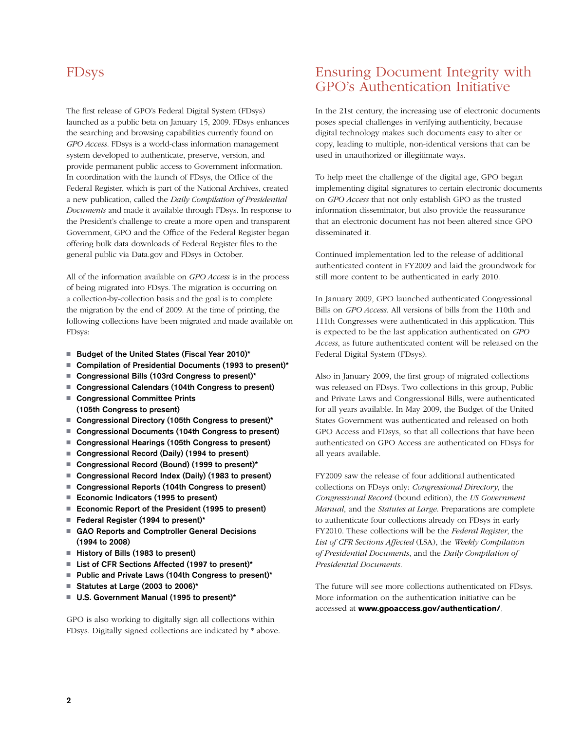## FDsys

The first release of GPO's Federal Digital System (FDsys) launched as a public beta on January 15, 2009. FDsys enhances the searching and browsing capabilities currently found on *GPO Access*. FDsys is a world-class information management system developed to authenticate, preserve, version, and provide permanent public access to Government information. In coordination with the launch of FDsys, the Office of the Federal Register, which is part of the National Archives, created a new publication, called the *Daily Compilation of Presidential Documents* and made it available through FDsys. In response to the President's challenge to create a more open and transparent Government, GPO and the Office of the Federal Register began offering bulk data downloads of Federal Register files to the general public via Data.gov and FDsys in October.

All of the information available on *GPO Access* is in the process of being migrated into FDsys. The migration is occurring on a collection-by-collection basis and the goal is to complete the migration by the end of 2009. At the time of printing, the following collections have been migrated and made available on FDsys:

- **Budget of the United States (Fiscal Year 2010)***
- **Compilation of Presidential Documents (1993 to present)***
- **Congressional Bills (103rd Congress to present)***
- **Congressional Calendars (104th Congress to present)**
- **Congressional Committee Prints (105th Congress to present)**
- **Congressional Directory (105th Congress to present)***
- **Congressional Documents (104th Congress to present)**
- **Congressional Hearings (105th Congress to present)**
- **Congressional Record (Daily) (1994 to present)**
- **Congressional Record (Bound) (1999 to present)***
- **Congressional Record Index (Daily) (1983 to present)**
- **Congressional Reports (104th Congress to present)**
- **Economic Indicators (1995 to present)**
- **Economic Report of the President (1995 to present)**
- **Federal Register (1994 to present)***
- **GAO Reports and Comptroller General Decisions (1994 to 2008)**
- **History of Bills (1983 to present)**
- **List of CFR Sections Affected (1997 to present)***
- **Public and Private Laws (104th Congress to present)***
- **Statutes at Large (2003 to 2006)***
- **U.S. Government Manual (1995 to present)***

GPO is also working to digitally sign all collections within FDsys. Digitally signed collections are indicated by * above.

## Ensuring Document Integrity with GPO's Authentication Initiative

In the 21st century, the increasing use of electronic documents poses special challenges in verifying authenticity, because digital technology makes such documents easy to alter or copy, leading to multiple, non-identical versions that can be used in unauthorized or illegitimate ways.

To help meet the challenge of the digital age, GPO began implementing digital signatures to certain electronic documents on *GPO Access* that not only establish GPO as the trusted information disseminator, but also provide the reassurance that an electronic document has not been altered since GPO disseminated it.

Continued implementation led to the release of additional authenticated content in FY2009 and laid the groundwork for still more content to be authenticated in early 2010.

In January 2009, GPO launched authenticated Congressional Bills on *GPO Access*. All versions of bills from the 110th and 111th Congresses were authenticated in this application. This is expected to be the last application authenticated on *GPO Access*, as future authenticated content will be released on the Federal Digital System (FDsys).

Also in January 2009, the first group of migrated collections was released on FDsys. Two collections in this group, Public and Private Laws and Congressional Bills, were authenticated for all years available. In May 2009, the Budget of the United States Government was authenticated and released on both GPO Access and FDsys, so that all collections that have been authenticated on GPO Access are authenticated on FDsys for all years available.

FY2009 saw the release of four additional authenticated collections on FDsys only: *Congressional Directory*, the *Congressional Record* (bound edition), the *US Government Manual*, and the *Statutes at Large*. Preparations are complete to authenticate four collections already on FDsys in early FY2010. These collections will be the *Federal Register*, the *List of CFR Sections Affected* (LSA), the *Weekly Compilation of Presidential Documents*, and the *Daily Compilation of Presidential Documents*.

The future will see more collections authenticated on FDsys. More information on the authentication initiative can be accessed at **www.gpoaccess.gov/authentication/**.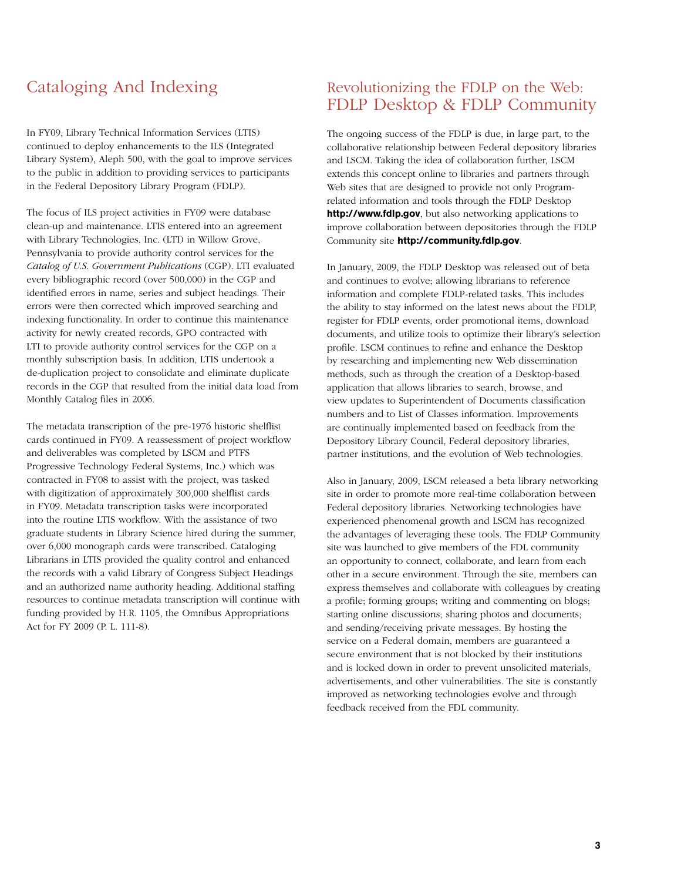## Cataloging And Indexing

In FY09, Library Technical Information Services (LTIS) continued to deploy enhancements to the ILS (Integrated Library System), Aleph 500, with the goal to improve services to the public in addition to providing services to participants in the Federal Depository Library Program (FDLP).

The focus of ILS project activities in FY09 were database clean-up and maintenance. LTIS entered into an agreement with Library Technologies, Inc. (LTI) in Willow Grove, Pennsylvania to provide authority control services for the *Catalog of U.S. Government Publications* (CGP). LTI evaluated every bibliographic record (over 500,000) in the CGP and identified errors in name, series and subject headings. Their errors were then corrected which improved searching and indexing functionality. In order to continue this maintenance activity for newly created records, GPO contracted with LTI to provide authority control services for the CGP on a monthly subscription basis. In addition, LTIS undertook a de-duplication project to consolidate and eliminate duplicate records in the CGP that resulted from the initial data load from Monthly Catalog files in 2006.

The metadata transcription of the pre-1976 historic shelflist cards continued in FY09. A reassessment of project workflow and deliverables was completed by LSCM and PTFS Progressive Technology Federal Systems, Inc.) which was contracted in FY08 to assist with the project, was tasked with digitization of approximately 300,000 shelflist cards in FY09. Metadata transcription tasks were incorporated into the routine LTIS workflow. With the assistance of two graduate students in Library Science hired during the summer, over 6,000 monograph cards were transcribed. Cataloging Librarians in LTIS provided the quality control and enhanced the records with a valid Library of Congress Subject Headings and an authorized name authority heading. Additional staffing resources to continue metadata transcription will continue with funding provided by H.R. 1105, the Omnibus Appropriations Act for FY 2009 (P. L. 111-8).

## Revolutionizing the FDLP on the Web: FDLP Desktop & FDLP Community

The ongoing success of the FDLP is due, in large part, to the collaborative relationship between Federal depository libraries and LSCM. Taking the idea of collaboration further, LSCM extends this concept online to libraries and partners through Web sites that are designed to provide not only Program-related information and tools through the FDLP Desktop **http://www.fdlp.gov**, but also networking applications to improve collaboration between depositories through the FDLP Community site **http://community.fdlp.gov**.

In January, 2009, the FDLP Desktop was released out of beta and continues to evolve; allowing librarians to reference information and complete FDLP-related tasks. This includes the ability to stay informed on the latest news about the FDLP, register for FDLP events, order promotional items, download documents, and utilize tools to optimize their library's selection profile. LSCM continues to refine and enhance the Desktop by researching and implementing new Web dissemination methods, such as through the creation of a Desktop-based application that allows libraries to search, browse, and view updates to Superintendent of Documents classification numbers and to List of Classes information. Improvements are continually implemented based on feedback from the Depository Library Council, Federal depository libraries, partner institutions, and the evolution of Web technologies.

Also in January, 2009, LSCM released a beta library networking site in order to promote more real-time collaboration between Federal depository libraries. Networking technologies have experienced phenomenal growth and LSCM has recognized the advantages of leveraging these tools. The FDLP Community site was launched to give members of the FDL community an opportunity to connect, collaborate, and learn from each other in a secure environment. Through the site, members can express themselves and collaborate with colleagues by creating a profile; forming groups; writing and commenting on blogs; starting online discussions; sharing photos and documents; and sending/receiving private messages. By hosting the service on a Federal domain, members are guaranteed a secure environment that is not blocked by their institutions and is locked down in order to prevent unsolicited materials, advertisements, and other vulnerabilities. The site is constantly improved as networking technologies evolve and through feedback received from the FDL community.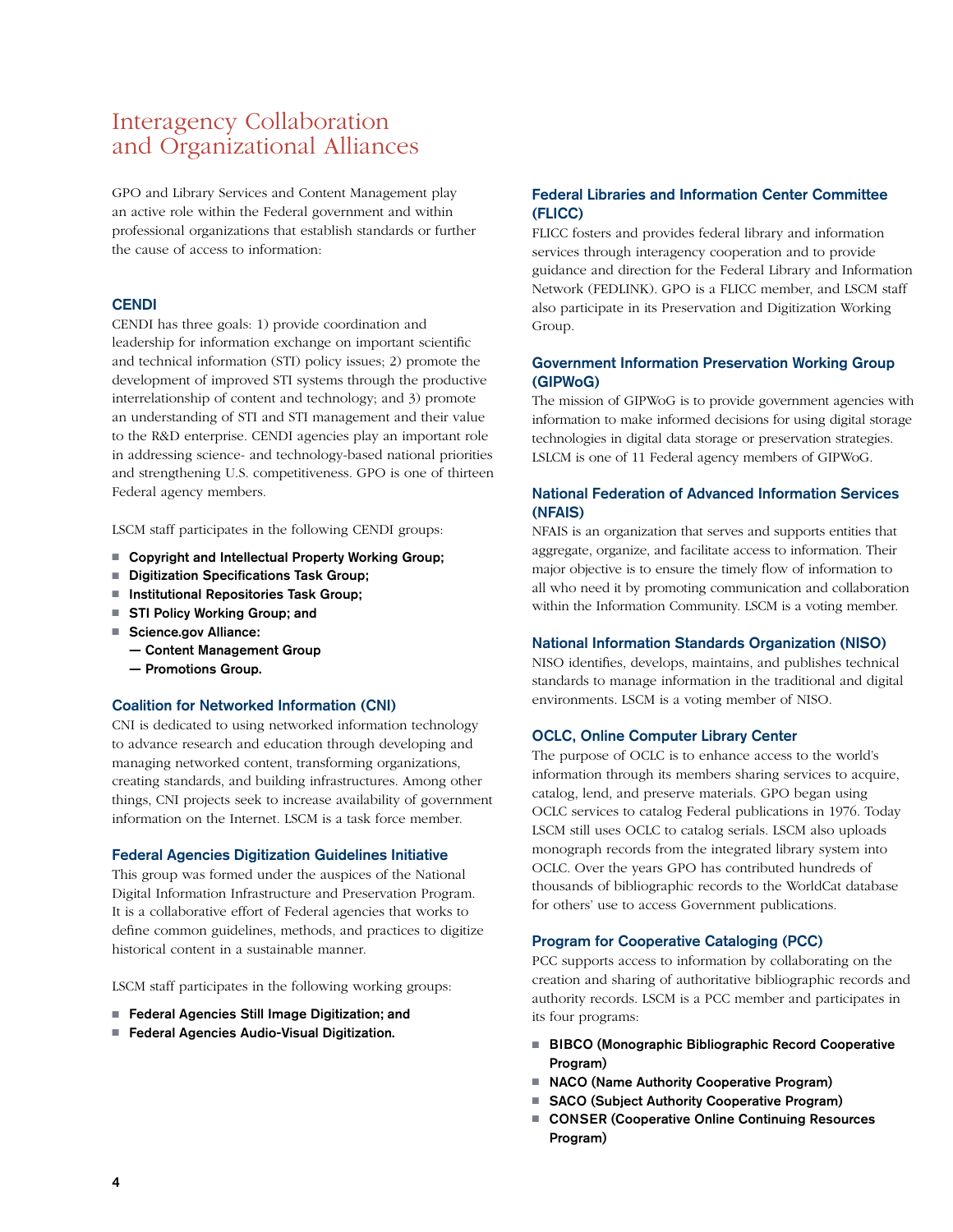# Interagency Collaboration and Organizational Alliances

GPO and Library Services and Content Management play an active role within the Federal government and within professional organizations that establish standards or further the cause of access to information:

### CENDI

CENDI has three goals: 1) provide coordination and leadership for information exchange on important scientific and technical information (STI) policy issues; 2) promote the development of improved STI systems through the productive interrelationship of content and technology; and 3) promote an understanding of STI and STI management and their value to the R&D enterprise. CENDI agencies play an important role in addressing science- and technology-based national priorities and strengthening U.S. competitiveness. GPO is one of thirteen Federal agency members.

LSCM staff participates in the following CENDI groups:

- **Copyright and Intellectual Property Working Group;**
- **Digitization Specifications Task Group;**
- **Institutional Repositories Task Group;**
- **STI Policy Working Group; and**
- **Science.gov Alliance:**
  - **— Content Management Group**
  - **— Promotions Group.**

### Coalition for Networked Information (CNI)

CNI is dedicated to using networked information technology to advance research and education through developing and managing networked content, transforming organizations, creating standards, and building infrastructures. Among other things, CNI projects seek to increase availability of government information on the Internet. LSCM is a task force member.

### Federal Agencies Digitization Guidelines Initiative

This group was formed under the auspices of the National Digital Information Infrastructure and Preservation Program. It is a collaborative effort of Federal agencies that works to define common guidelines, methods, and practices to digitize historical content in a sustainable manner.

LSCM staff participates in the following working groups:

- **Federal Agencies Still Image Digitization; and**
- **Federal Agencies Audio-Visual Digitization.**

### Federal Libraries and Information Center Committee (FLICC)

FLICC fosters and provides federal library and information services through interagency cooperation and to provide guidance and direction for the Federal Library and Information Network (FEDLINK). GPO is a FLICC member, and LSCM staff also participate in its Preservation and Digitization Working Group.

### Government Information Preservation Working Group (GIPWoG)

The mission of GIPWoG is to provide government agencies with information to make informed decisions for using digital storage technologies in digital data storage or preservation strategies. LSLCM is one of 11 Federal agency members of GIPWoG.

### National Federation of Advanced Information Services (NFAIS)

NFAIS is an organization that serves and supports entities that aggregate, organize, and facilitate access to information. Their major objective is to ensure the timely flow of information to all who need it by promoting communication and collaboration within the Information Community. LSCM is a voting member.

### National Information Standards Organization (NISO)

NISO identifies, develops, maintains, and publishes technical standards to manage information in the traditional and digital environments. LSCM is a voting member of NISO.

### OCLC, Online Computer Library Center

The purpose of OCLC is to enhance access to the world's information through its members sharing services to acquire, catalog, lend, and preserve materials. GPO began using OCLC services to catalog Federal publications in 1976. Today LSCM still uses OCLC to catalog serials. LSCM also uploads monograph records from the integrated library system into OCLC. Over the years GPO has contributed hundreds of thousands of bibliographic records to the WorldCat database for others' use to access Government publications.

### Program for Cooperative Cataloging (PCC)

PCC supports access to information by collaborating on the creation and sharing of authoritative bibliographic records and authority records. LSCM is a PCC member and participates in its four programs:

- **BIBCO (Monographic Bibliographic Record Cooperative Program)**
- **NACO (Name Authority Cooperative Program)**
- **SACO (Subject Authority Cooperative Program)**
- **CONSER (Cooperative Online Continuing Resources Program)**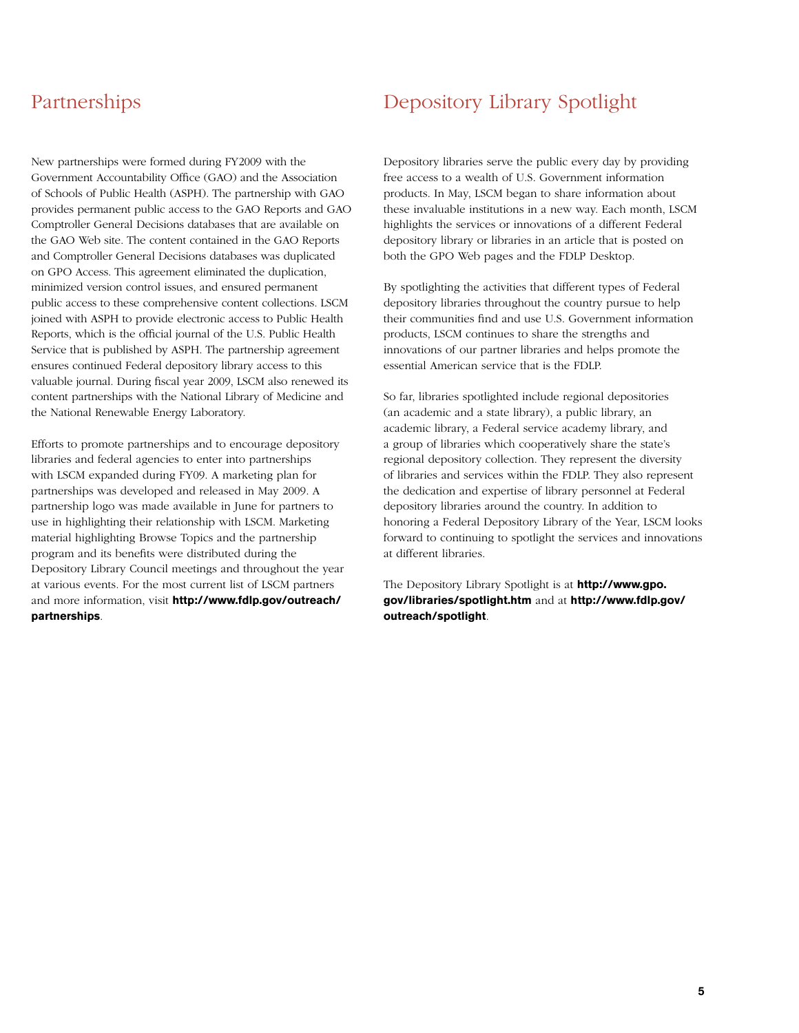## Partnerships

New partnerships were formed during FY2009 with the Government Accountability Office (GAO) and the Association of Schools of Public Health (ASPH). The partnership with GAO provides permanent public access to the GAO Reports and GAO Comptroller General Decisions databases that are available on the GAO Web site. The content contained in the GAO Reports and Comptroller General Decisions databases was duplicated on GPO Access. This agreement eliminated the duplication, minimized version control issues, and ensured permanent public access to these comprehensive content collections. LSCM joined with ASPH to provide electronic access to Public Health Reports, which is the official journal of the U.S. Public Health Service that is published by ASPH. The partnership agreement ensures continued Federal depository library access to this valuable journal. During fiscal year 2009, LSCM also renewed its content partnerships with the National Library of Medicine and the National Renewable Energy Laboratory.

Efforts to promote partnerships and to encourage depository libraries and federal agencies to enter into partnerships with LSCM expanded during FY09. A marketing plan for partnerships was developed and released in May 2009. A partnership logo was made available in June for partners to use in highlighting their relationship with LSCM. Marketing material highlighting Browse Topics and the partnership program and its benefits were distributed during the Depository Library Council meetings and throughout the year at various events. For the most current list of LSCM partners and more information, visit **http://www.fdlp.gov/outreach/partnerships**.

## Depository Library Spotlight

Depository libraries serve the public every day by providing free access to a wealth of U.S. Government information products. In May, LSCM began to share information about these invaluable institutions in a new way. Each month, LSCM highlights the services or innovations of a different Federal depository library or libraries in an article that is posted on both the GPO Web pages and the FDLP Desktop.

By spotlighting the activities that different types of Federal depository libraries throughout the country pursue to help their communities find and use U.S. Government information products, LSCM continues to share the strengths and innovations of our partner libraries and helps promote the essential American service that is the FDLP.

So far, libraries spotlighted include regional depositories (an academic and a state library), a public library, an academic library, a Federal service academy library, and a group of libraries which cooperatively share the state's regional depository collection. They represent the diversity of libraries and services within the FDLP. They also represent the dedication and expertise of library personnel at Federal depository libraries around the country. In addition to honoring a Federal Depository Library of the Year, LSCM looks forward to continuing to spotlight the services and innovations at different libraries.

The Depository Library Spotlight is at **http://www.gpo.gov/libraries/spotlight.htm** and at **http://www.fdlp.gov/outreach/spotlight**.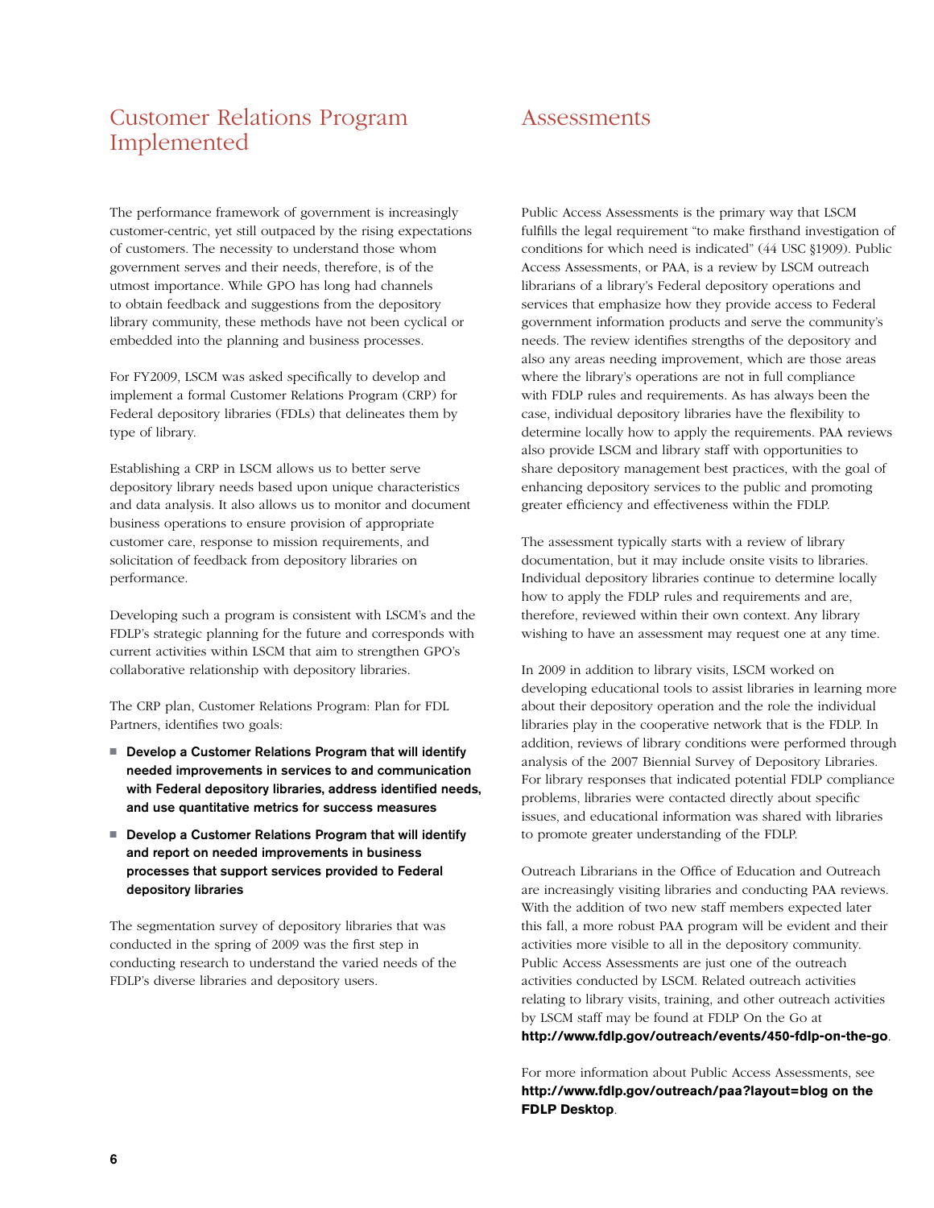## Customer Relations Program Implemented

The performance framework of government is increasingly customer-centric, yet still outpaced by the rising expectations of customers. The necessity to understand those whom government serves and their needs, therefore, is of the utmost importance. While GPO has long had channels to obtain feedback and suggestions from the depository library community, these methods have not been cyclical or embedded into the planning and business processes.

For FY2009, LSCM was asked specifically to develop and implement a formal Customer Relations Program (CRP) for Federal depository libraries (FDLs) that delineates them by type of library.

Establishing a CRP in LSCM allows us to better serve depository library needs based upon unique characteristics and data analysis. It also allows us to monitor and document business operations to ensure provision of appropriate customer care, response to mission requirements, and solicitation of feedback from depository libraries on performance.

Developing such a program is consistent with LSCM's and the FDLP's strategic planning for the future and corresponds with current activities within LSCM that aim to strengthen GPO's collaborative relationship with depository libraries.

The CRP plan, Customer Relations Program: Plan for FDL Partners, identifies two goals:

- **Develop a Customer Relations Program that will identify needed improvements in services to and communication with Federal depository libraries, address identified needs, and use quantitative metrics for success measures**
- **Develop a Customer Relations Program that will identify and report on needed improvements in business processes that support services provided to Federal depository libraries**

The segmentation survey of depository libraries that was conducted in the spring of 2009 was the first step in conducting research to understand the varied needs of the FDLP's diverse libraries and depository users.

## Assessments

Public Access Assessments is the primary way that LSCM fulfills the legal requirement "to make firsthand investigation of conditions for which need is indicated" (44 USC §1909). Public Access Assessments, or PAA, is a review by LSCM outreach librarians of a library's Federal depository operations and services that emphasize how they provide access to Federal government information products and serve the community's needs. The review identifies strengths of the depository and also any areas needing improvement, which are those areas where the library's operations are not in full compliance with FDLP rules and requirements. As has always been the case, individual depository libraries have the flexibility to determine locally how to apply the requirements. PAA reviews also provide LSCM and library staff with opportunities to share depository management best practices, with the goal of enhancing depository services to the public and promoting greater efficiency and effectiveness within the FDLP.

The assessment typically starts with a review of library documentation, but it may include onsite visits to libraries. Individual depository libraries continue to determine locally how to apply the FDLP rules and requirements and are, therefore, reviewed within their own context. Any library wishing to have an assessment may request one at any time.

In 2009 in addition to library visits, LSCM worked on developing educational tools to assist libraries in learning more about their depository operation and the role the individual libraries play in the cooperative network that is the FDLP. In addition, reviews of library conditions were performed through analysis of the 2007 Biennial Survey of Depository Libraries. For library responses that indicated potential FDLP compliance problems, libraries were contacted directly about specific issues, and educational information was shared with libraries to promote greater understanding of the FDLP.

Outreach Librarians in the Office of Education and Outreach are increasingly visiting libraries and conducting PAA reviews. With the addition of two new staff members expected later this fall, a more robust PAA program will be evident and their activities more visible to all in the depository community. Public Access Assessments are just one of the outreach activities conducted by LSCM. Related outreach activities relating to library visits, training, and other outreach activities by LSCM staff may be found at FDLP On the Go at **http://www.fdlp.gov/outreach/events/450-fdlp-on-the-go**.

For more information about Public Access Assessments, see **http://www.fdlp.gov/outreach/paa?layout=blog on the FDLP Desktop**.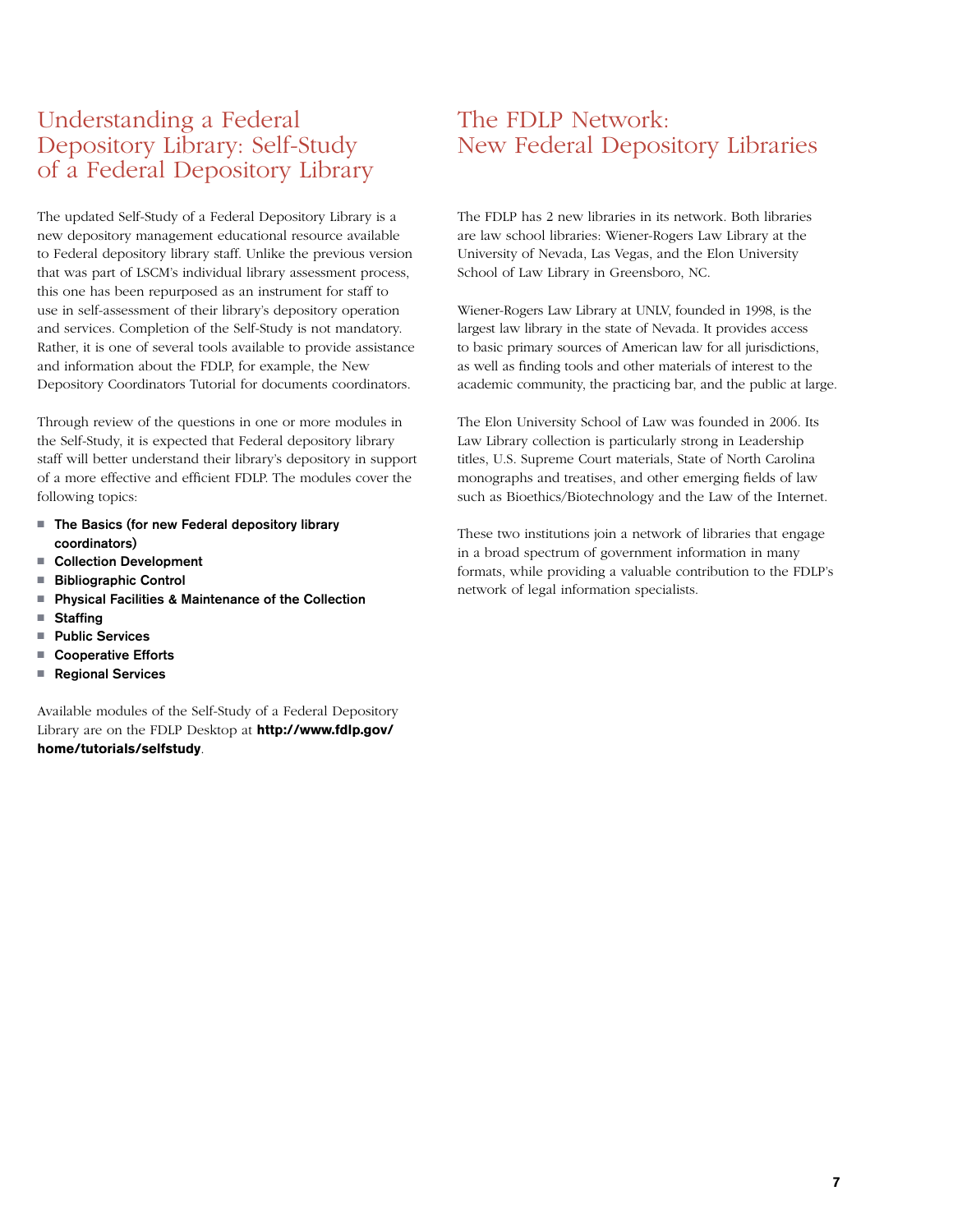## Understanding a Federal Depository Library: Self-Study of a Federal Depository Library

The updated Self-Study of a Federal Depository Library is a new depository management educational resource available to Federal depository library staff. Unlike the previous version that was part of LSCM's individual library assessment process, this one has been repurposed as an instrument for staff to use in self-assessment of their library's depository operation and services. Completion of the Self-Study is not mandatory. Rather, it is one of several tools available to provide assistance and information about the FDLP, for example, the New Depository Coordinators Tutorial for documents coordinators.

Through review of the questions in one or more modules in the Self-Study, it is expected that Federal depository library staff will better understand their library's depository in support of a more effective and efficient FDLP. The modules cover the following topics:

- **The Basics (for new Federal depository library coordinators)**
- **Collection Development**
- **Bibliographic Control**
- **Physical Facilities & Maintenance of the Collection**
- **Staffing**
- **Public Services**
- **Cooperative Efforts**
- **Regional Services**

Available modules of the Self-Study of a Federal Depository Library are on the FDLP Desktop at **http://www.fdlp.gov/home/tutorials/selfstudy**.

## The FDLP Network: New Federal Depository Libraries

The FDLP has 2 new libraries in its network. Both libraries are law school libraries: Wiener-Rogers Law Library at the University of Nevada, Las Vegas, and the Elon University School of Law Library in Greensboro, NC.

Wiener-Rogers Law Library at UNLV, founded in 1998, is the largest law library in the state of Nevada. It provides access to basic primary sources of American law for all jurisdictions, as well as finding tools and other materials of interest to the academic community, the practicing bar, and the public at large.

The Elon University School of Law was founded in 2006. Its Law Library collection is particularly strong in Leadership titles, U.S. Supreme Court materials, State of North Carolina monographs and treatises, and other emerging fields of law such as Bioethics/Biotechnology and the Law of the Internet.

These two institutions join a network of libraries that engage in a broad spectrum of government information in many formats, while providing a valuable contribution to the FDLP's network of legal information specialists.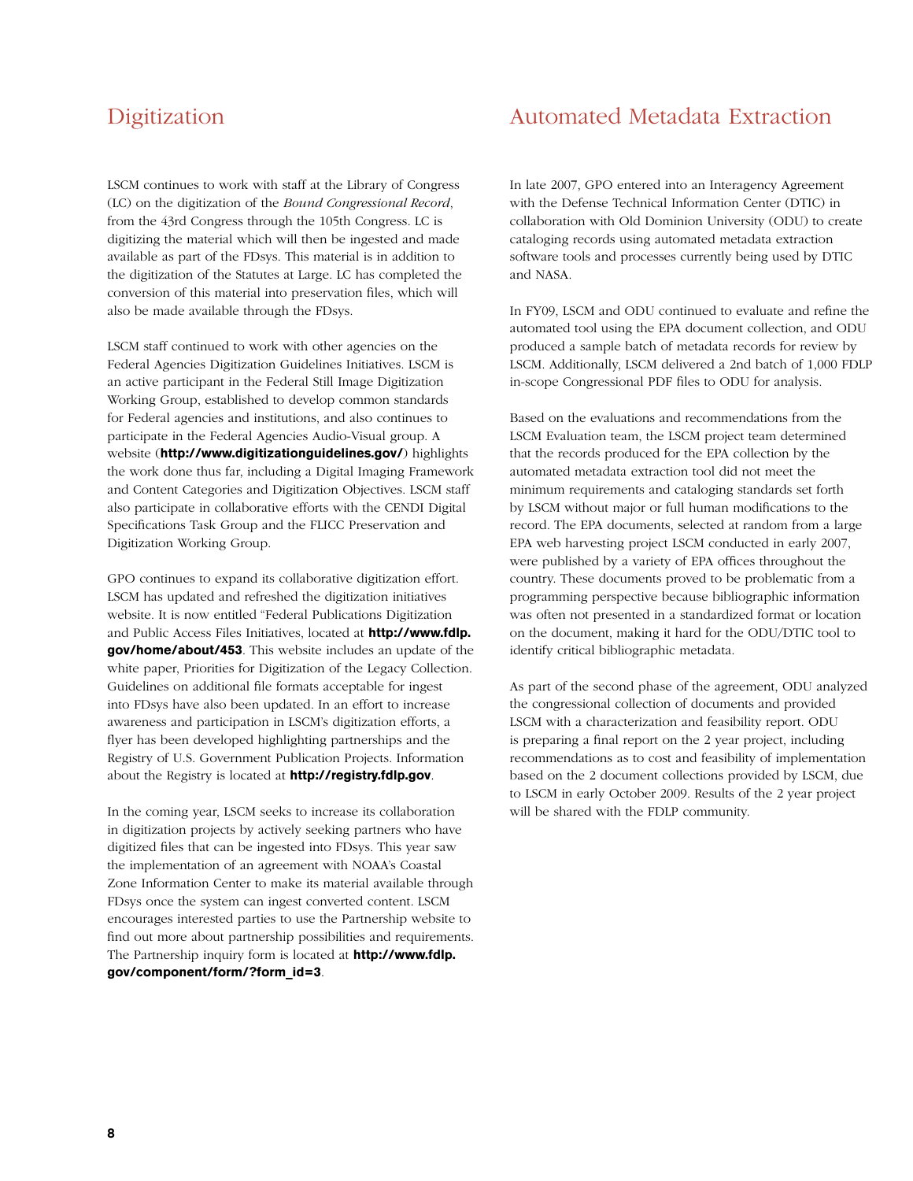## Digitization

LSCM continues to work with staff at the Library of Congress (LC) on the digitization of the *Bound Congressional Record*, from the 43rd Congress through the 105th Congress. LC is digitizing the material which will then be ingested and made available as part of the FDsys. This material is in addition to the digitization of the Statutes at Large. LC has completed the conversion of this material into preservation files, which will also be made available through the FDsys.

LSCM staff continued to work with other agencies on the Federal Agencies Digitization Guidelines Initiatives. LSCM is an active participant in the Federal Still Image Digitization Working Group, established to develop common standards for Federal agencies and institutions, and also continues to participate in the Federal Agencies Audio-Visual group. A website (**http://www.digitizationguidelines.gov/**) highlights the work done thus far, including a Digital Imaging Framework and Content Categories and Digitization Objectives. LSCM staff also participate in collaborative efforts with the CENDI Digital Specifications Task Group and the FLICC Preservation and Digitization Working Group.

GPO continues to expand its collaborative digitization effort. LSCM has updated and refreshed the digitization initiatives website. It is now entitled "Federal Publications Digitization and Public Access Files Initiatives, located at **http://www.fdlp.gov/home/about/453**. This website includes an update of the white paper, Priorities for Digitization of the Legacy Collection. Guidelines on additional file formats acceptable for ingest into FDsys have also been updated. In an effort to increase awareness and participation in LSCM's digitization efforts, a flyer has been developed highlighting partnerships and the Registry of U.S. Government Publication Projects. Information about the Registry is located at **http://registry.fdlp.gov**.

In the coming year, LSCM seeks to increase its collaboration in digitization projects by actively seeking partners who have digitized files that can be ingested into FDsys. This year saw the implementation of an agreement with NOAA's Coastal Zone Information Center to make its material available through FDsys once the system can ingest converted content. LSCM encourages interested parties to use the Partnership website to find out more about partnership possibilities and requirements. The Partnership inquiry form is located at **http://www.fdlp.gov/component/form/?form_id=3**.

## Automated Metadata Extraction

In late 2007, GPO entered into an Interagency Agreement with the Defense Technical Information Center (DTIC) in collaboration with Old Dominion University (ODU) to create cataloging records using automated metadata extraction software tools and processes currently being used by DTIC and NASA.

In FY09, LSCM and ODU continued to evaluate and refine the automated tool using the EPA document collection, and ODU produced a sample batch of metadata records for review by LSCM. Additionally, LSCM delivered a 2nd batch of 1,000 FDLP in-scope Congressional PDF files to ODU for analysis.

Based on the evaluations and recommendations from the LSCM Evaluation team, the LSCM project team determined that the records produced for the EPA collection by the automated metadata extraction tool did not meet the minimum requirements and cataloging standards set forth by LSCM without major or full human modifications to the record. The EPA documents, selected at random from a large EPA web harvesting project LSCM conducted in early 2007, were published by a variety of EPA offices throughout the country. These documents proved to be problematic from a programming perspective because bibliographic information was often not presented in a standardized format or location on the document, making it hard for the ODU/DTIC tool to identify critical bibliographic metadata.

As part of the second phase of the agreement, ODU analyzed the congressional collection of documents and provided LSCM with a characterization and feasibility report. ODU is preparing a final report on the 2 year project, including recommendations as to cost and feasibility of implementation based on the 2 document collections provided by LSCM, due to LSCM in early October 2009. Results of the 2 year project will be shared with the FDLP community.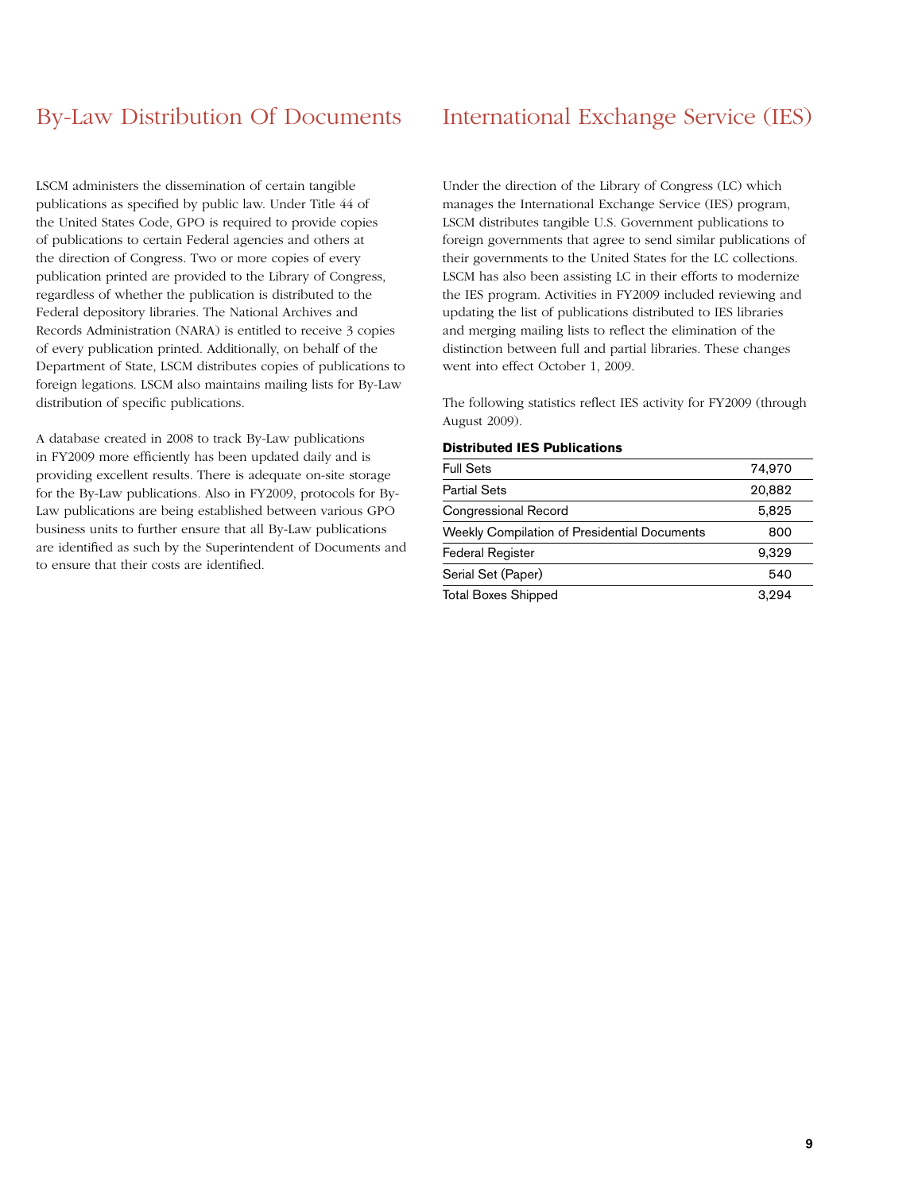## By-Law Distribution Of Documents

LSCM administers the dissemination of certain tangible publications as specified by public law. Under Title 44 of the United States Code, GPO is required to provide copies of publications to certain Federal agencies and others at the direction of Congress. Two or more copies of every publication printed are provided to the Library of Congress, regardless of whether the publication is distributed to the Federal depository libraries. The National Archives and Records Administration (NARA) is entitled to receive 3 copies of every publication printed. Additionally, on behalf of the Department of State, LSCM distributes copies of publications to foreign legations. LSCM also maintains mailing lists for By-Law distribution of specific publications.

A database created in 2008 to track By-Law publications in FY2009 more efficiently has been updated daily and is providing excellent results. There is adequate on-site storage for the By-Law publications. Also in FY2009, protocols for By-Law publications are being established between various GPO business units to further ensure that all By-Law publications are identified as such by the Superintendent of Documents and to ensure that their costs are identified.

## International Exchange Service (IES)

Under the direction of the Library of Congress (LC) which manages the International Exchange Service (IES) program, LSCM distributes tangible U.S. Government publications to foreign governments that agree to send similar publications of their governments to the United States for the LC collections. LSCM has also been assisting LC in their efforts to modernize the IES program. Activities in FY2009 included reviewing and updating the list of publications distributed to IES libraries and merging mailing lists to reflect the elimination of the distinction between full and partial libraries. These changes went into effect October 1, 2009.

The following statistics reflect IES activity for FY2009 (through August 2009).

**Distributed IES Publications**

| | |
|---|---:|
| Full Sets | 74,970 |
| Partial Sets | 20,882 |
| Congressional Record | 5,825 |
| Weekly Compilation of Presidential Documents | 800 |
| Federal Register | 9,329 |
| Serial Set (Paper) | 540 |
| Total Boxes Shipped | 3,294 |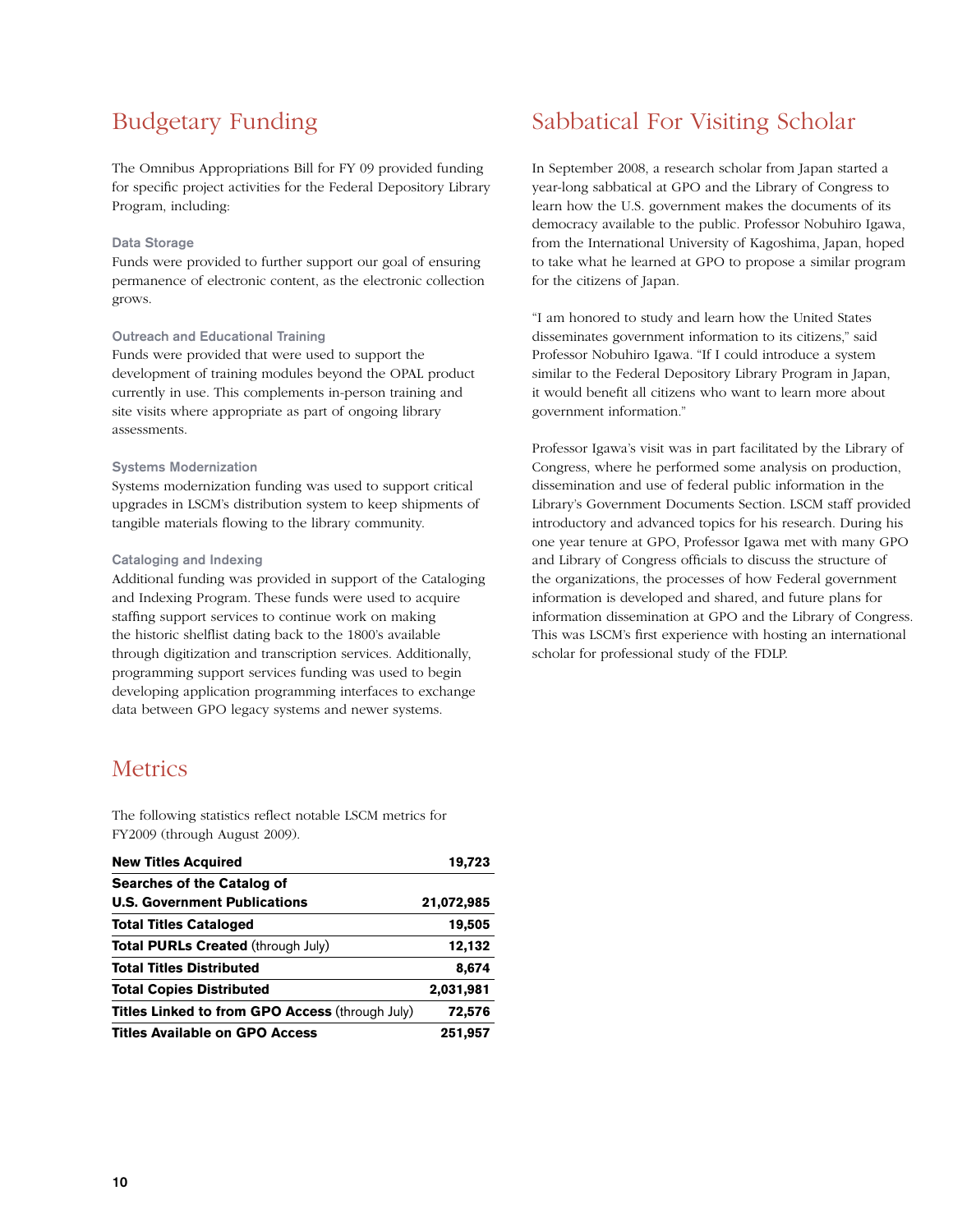## Budgetary Funding

The Omnibus Appropriations Bill for FY 09 provided funding for specific project activities for the Federal Depository Library Program, including:

### Data Storage

Funds were provided to further support our goal of ensuring permanence of electronic content, as the electronic collection grows.

### Outreach and Educational Training

Funds were provided that were used to support the development of training modules beyond the OPAL product currently in use. This complements in-person training and site visits where appropriate as part of ongoing library assessments.

### Systems Modernization

Systems modernization funding was used to support critical upgrades in LSCM's distribution system to keep shipments of tangible materials flowing to the library community.

### Cataloging and Indexing

Additional funding was provided in support of the Cataloging and Indexing Program. These funds were used to acquire staffing support services to continue work on making the historic shelflist dating back to the 1800's available through digitization and transcription services. Additionally, programming support services funding was used to begin developing application programming interfaces to exchange data between GPO legacy systems and newer systems.

## Metrics

The following statistics reflect notable LSCM metrics for FY2009 (through August 2009).

| Metric | Value |
|---|---|
| **New Titles Acquired** | **19,723** |
| **Searches of the Catalog of U.S. Government Publications** | **21,072,985** |
| **Total Titles Cataloged** | **19,505** |
| **Total PURLs Created** (through July) | **12,132** |
| **Total Titles Distributed** | **8,674** |
| **Total Copies Distributed** | **2,031,981** |
| **Titles Linked to from GPO Access** (through July) | **72,576** |
| **Titles Available on GPO Access** | **251,957** |

## Sabbatical For Visiting Scholar

In September 2008, a research scholar from Japan started a year-long sabbatical at GPO and the Library of Congress to learn how the U.S. government makes the documents of its democracy available to the public. Professor Nobuhiro Igawa, from the International University of Kagoshima, Japan, hoped to take what he learned at GPO to propose a similar program for the citizens of Japan.

"I am honored to study and learn how the United States disseminates government information to its citizens," said Professor Nobuhiro Igawa. "If I could introduce a system similar to the Federal Depository Library Program in Japan, it would benefit all citizens who want to learn more about government information."

Professor Igawa's visit was in part facilitated by the Library of Congress, where he performed some analysis on production, dissemination and use of federal public information in the Library's Government Documents Section. LSCM staff provided introductory and advanced topics for his research. During his one year tenure at GPO, Professor Igawa met with many GPO and Library of Congress officials to discuss the structure of the organizations, the processes of how Federal government information is developed and shared, and future plans for information dissemination at GPO and the Library of Congress. This was LSCM's first experience with hosting an international scholar for professional study of the FDLP.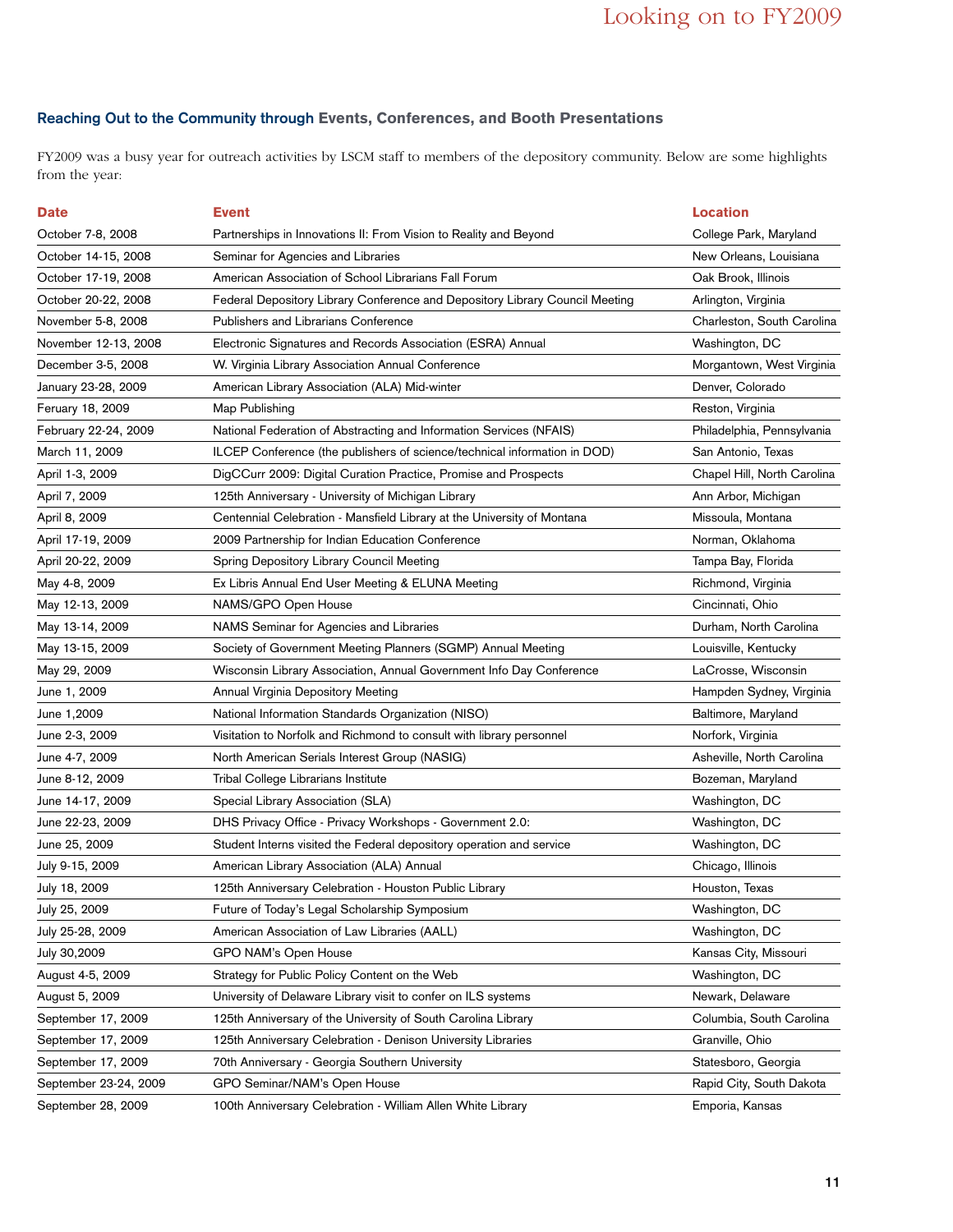## Reaching Out to the Community through Events, Conferences, and Booth Presentations

FY2009 was a busy year for outreach activities by LSCM staff to members of the depository community. Below are some highlights from the year:

| Date | Event | Location |
|---|---|---|
| October 7-8, 2008 | Partnerships in Innovations II: From Vision to Reality and Beyond | College Park, Maryland |
| October 14-15, 2008 | Seminar for Agencies and Libraries | New Orleans, Louisiana |
| October 17-19, 2008 | American Association of School Librarians Fall Forum | Oak Brook, Illinois |
| October 20-22, 2008 | Federal Depository Library Conference and Depository Library Council Meeting | Arlington, Virginia |
| November 5-8, 2008 | Publishers and Librarians Conference | Charleston, South Carolina |
| November 12-13, 2008 | Electronic Signatures and Records Association (ESRA) Annual | Washington, DC |
| December 3-5, 2008 | W. Virginia Library Association Annual Conference | Morgantown, West Virginia |
| January 23-28, 2009 | American Library Association (ALA) Mid-winter | Denver, Colorado |
| Feruary 18, 2009 | Map Publishing | Reston, Virginia |
| February 22-24, 2009 | National Federation of Abstracting and Information Services (NFAIS) | Philadelphia, Pennsylvania |
| March 11, 2009 | ILCEP Conference (the publishers of science/technical information in DOD) | San Antonio, Texas |
| April 1-3, 2009 | DigCCurr 2009: Digital Curation Practice, Promise and Prospects | Chapel Hill, North Carolina |
| April 7, 2009 | 125th Anniversary - University of Michigan Library | Ann Arbor, Michigan |
| April 8, 2009 | Centennial Celebration - Mansfield Library at the University of Montana | Missoula, Montana |
| April 17-19, 2009 | 2009 Partnership for Indian Education Conference | Norman, Oklahoma |
| April 20-22, 2009 | Spring Depository Library Council Meeting | Tampa Bay, Florida |
| May 4-8, 2009 | Ex Libris Annual End User Meeting & ELUNA Meeting | Richmond, Virginia |
| May 12-13, 2009 | NAMS/GPO Open House | Cincinnati, Ohio |
| May 13-14, 2009 | NAMS Seminar for Agencies and Libraries | Durham, North Carolina |
| May 13-15, 2009 | Society of Government Meeting Planners (SGMP) Annual Meeting | Louisville, Kentucky |
| May 29, 2009 | Wisconsin Library Association, Annual Government Info Day Conference | LaCrosse, Wisconsin |
| June 1, 2009 | Annual Virginia Depository Meeting | Hampden Sydney, Virginia |
| June 1,2009 | National Information Standards Organization (NISO) | Baltimore, Maryland |
| June 2-3, 2009 | Visitation to Norfolk and Richmond to consult with library personnel | Norfork, Virginia |
| June 4-7, 2009 | North American Serials Interest Group (NASIG) | Asheville, North Carolina |
| June 8-12, 2009 | Tribal College Librarians Institute | Bozeman, Maryland |
| June 14-17, 2009 | Special Library Association (SLA) | Washington, DC |
| June 22-23, 2009 | DHS Privacy Office - Privacy Workshops - Government 2.0: | Washington, DC |
| June 25, 2009 | Student Interns visited the Federal depository operation and service | Washington, DC |
| July 9-15, 2009 | American Library Association (ALA) Annual | Chicago, Illinois |
| July 18, 2009 | 125th Anniversary Celebration - Houston Public Library | Houston, Texas |
| July 25, 2009 | Future of Today's Legal Scholarship Symposium | Washington, DC |
| July 25-28, 2009 | American Association of Law Libraries (AALL) | Washington, DC |
| July 30,2009 | GPO NAM's Open House | Kansas City, Missouri |
| August 4-5, 2009 | Strategy for Public Policy Content on the Web | Washington, DC |
| August 5, 2009 | University of Delaware Library visit to confer on ILS systems | Newark, Delaware |
| September 17, 2009 | 125th Anniversary of the University of South Carolina Library | Columbia, South Carolina |
| September 17, 2009 | 125th Anniversary Celebration - Denison University Libraries | Granville, Ohio |
| September 17, 2009 | 70th Anniversary - Georgia Southern University | Statesboro, Georgia |
| September 23-24, 2009 | GPO Seminar/NAM's Open House | Rapid City, South Dakota |
| September 28, 2009 | 100th Anniversary Celebration - William Allen White Library | Emporia, Kansas |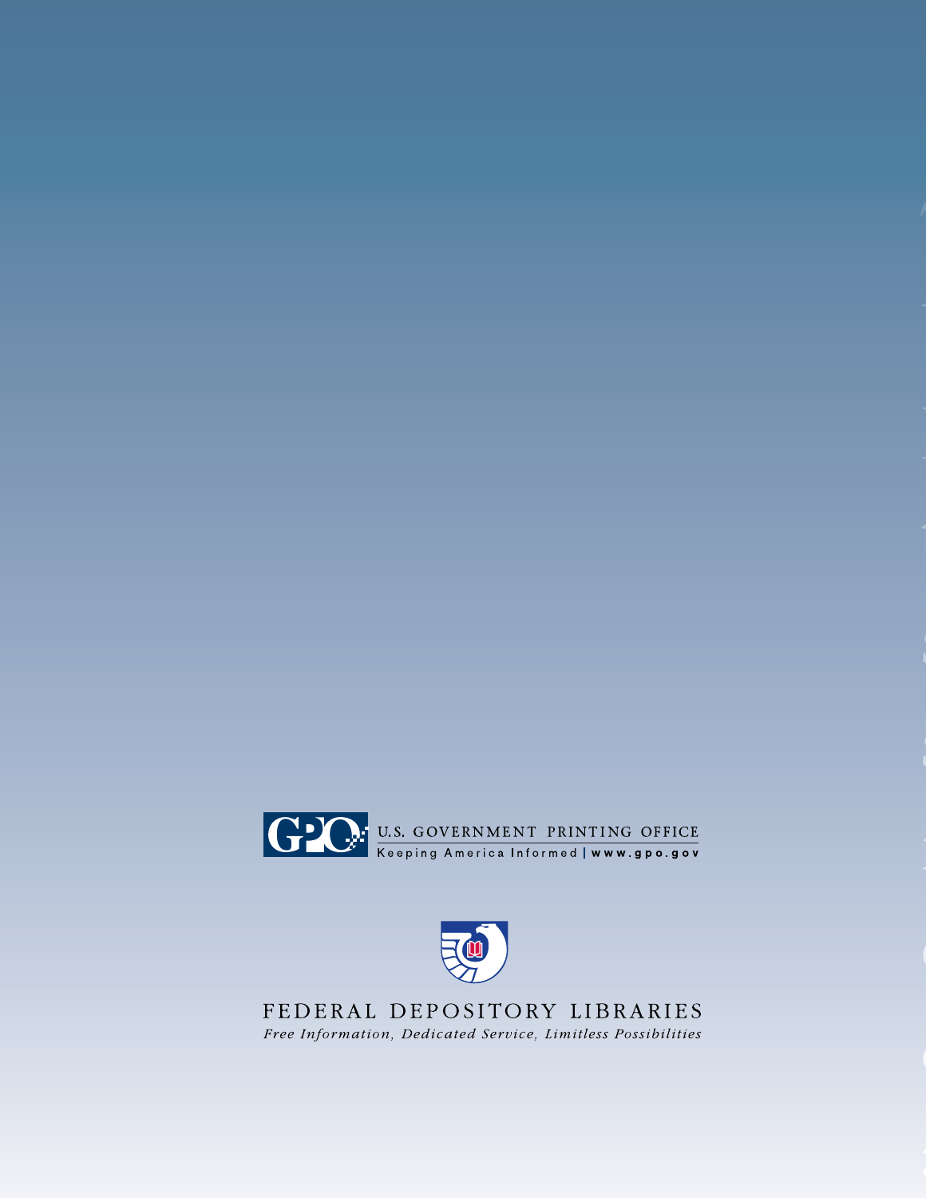U.S. GOVERNMENT PRINTING OFFICE

Keeping America Informed | www.gpo.gov

FEDERAL DEPOSITORY LIBRARIES

*Free Information, Dedicated Service, Limitless Possibilities*